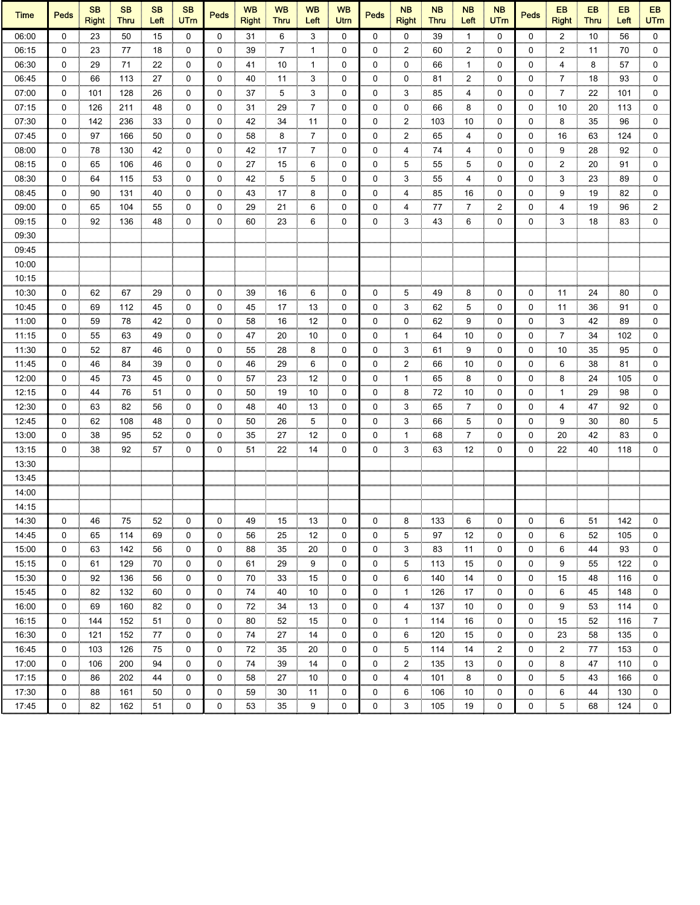| Time | Peds | SB Right | SB Thru | SB Left | SB UTrn | Peds | WB Right | WB Thru | WB Left | WB Utrn | Peds | NB Right | NB Thru | NB Left | NB UTrn | Peds | EB Right | EB Thru | EB Left | EB UTrn |
|---|---|---|---|---|---|---|---|---|---|---|---|---|---|---|---|---|---|---|---|---|
| 06:00 | 0 | 23 | 50 | 15 | 0 | 0 | 31 | 6 | 3 | 0 | 0 | 0 | 39 | 1 | 0 | 0 | 2 | 10 | 56 | 0 |
| 06:15 | 0 | 23 | 77 | 18 | 0 | 0 | 39 | 7 | 1 | 0 | 0 | 2 | 60 | 2 | 0 | 0 | 2 | 11 | 70 | 0 |
| 06:30 | 0 | 29 | 71 | 22 | 0 | 0 | 41 | 10 | 1 | 0 | 0 | 0 | 66 | 1 | 0 | 0 | 4 | 8 | 57 | 0 |
| 06:45 | 0 | 66 | 113 | 27 | 0 | 0 | 40 | 11 | 3 | 0 | 0 | 0 | 81 | 2 | 0 | 0 | 7 | 18 | 93 | 0 |
| 07:00 | 0 | 101 | 128 | 26 | 0 | 0 | 37 | 5 | 3 | 0 | 0 | 3 | 85 | 4 | 0 | 0 | 7 | 22 | 101 | 0 |
| 07:15 | 0 | 126 | 211 | 48 | 0 | 0 | 31 | 29 | 7 | 0 | 0 | 0 | 66 | 8 | 0 | 0 | 10 | 20 | 113 | 0 |
| 07:30 | 0 | 142 | 236 | 33 | 0 | 0 | 42 | 34 | 11 | 0 | 0 | 2 | 103 | 10 | 0 | 0 | 8 | 35 | 96 | 0 |
| 07:45 | 0 | 97 | 166 | 50 | 0 | 0 | 58 | 8 | 7 | 0 | 0 | 2 | 65 | 4 | 0 | 0 | 16 | 63 | 124 | 0 |
| 08:00 | 0 | 78 | 130 | 42 | 0 | 0 | 42 | 17 | 7 | 0 | 0 | 4 | 74 | 4 | 0 | 0 | 9 | 28 | 92 | 0 |
| 08:15 | 0 | 65 | 106 | 46 | 0 | 0 | 27 | 15 | 6 | 0 | 0 | 5 | 55 | 5 | 0 | 0 | 2 | 20 | 91 | 0 |
| 08:30 | 0 | 64 | 115 | 53 | 0 | 0 | 42 | 5 | 5 | 0 | 0 | 3 | 55 | 4 | 0 | 0 | 3 | 23 | 89 | 0 |
| 08:45 | 0 | 90 | 131 | 40 | 0 | 0 | 43 | 17 | 8 | 0 | 0 | 4 | 85 | 16 | 0 | 0 | 9 | 19 | 82 | 0 |
| 09:00 | 0 | 65 | 104 | 55 | 0 | 0 | 29 | 21 | 6 | 0 | 0 | 4 | 77 | 7 | 2 | 0 | 4 | 19 | 96 | 2 |
| 09:15 | 0 | 92 | 136 | 48 | 0 | 0 | 60 | 23 | 6 | 0 | 0 | 3 | 43 | 6 | 0 | 0 | 3 | 18 | 83 | 0 |
| 09:30 | | | | | | | | | | | | | | | | | | | | |
| 09:45 | | | | | | | | | | | | | | | | | | | | |
| 10:00 | | | | | | | | | | | | | | | | | | | | |
| 10:15 | | | | | | | | | | | | | | | | | | | | |
| 10:30 | 0 | 62 | 67 | 29 | 0 | 0 | 39 | 16 | 6 | 0 | 0 | 5 | 49 | 8 | 0 | 0 | 11 | 24 | 80 | 0 |
| 10:45 | 0 | 69 | 112 | 45 | 0 | 0 | 45 | 17 | 13 | 0 | 0 | 3 | 62 | 5 | 0 | 0 | 11 | 36 | 91 | 0 |
| 11:00 | 0 | 59 | 78 | 42 | 0 | 0 | 58 | 16 | 12 | 0 | 0 | 0 | 62 | 9 | 0 | 0 | 3 | 42 | 89 | 0 |
| 11:15 | 0 | 55 | 63 | 49 | 0 | 0 | 47 | 20 | 10 | 0 | 0 | 1 | 64 | 10 | 0 | 0 | 7 | 34 | 102 | 0 |
| 11:30 | 0 | 52 | 87 | 46 | 0 | 0 | 55 | 28 | 8 | 0 | 0 | 3 | 61 | 9 | 0 | 0 | 10 | 35 | 95 | 0 |
| 11:45 | 0 | 46 | 84 | 39 | 0 | 0 | 46 | 29 | 6 | 0 | 0 | 2 | 66 | 10 | 0 | 0 | 6 | 38 | 81 | 0 |
| 12:00 | 0 | 45 | 73 | 45 | 0 | 0 | 57 | 23 | 12 | 0 | 0 | 1 | 65 | 8 | 0 | 0 | 8 | 24 | 105 | 0 |
| 12:15 | 0 | 44 | 76 | 51 | 0 | 0 | 50 | 19 | 10 | 0 | 0 | 8 | 72 | 10 | 0 | 0 | 1 | 29 | 98 | 0 |
| 12:30 | 0 | 63 | 82 | 56 | 0 | 0 | 48 | 40 | 13 | 0 | 0 | 3 | 65 | 7 | 0 | 0 | 4 | 47 | 92 | 0 |
| 12:45 | 0 | 62 | 108 | 48 | 0 | 0 | 50 | 26 | 5 | 0 | 0 | 3 | 66 | 5 | 0 | 0 | 9 | 30 | 80 | 5 |
| 13:00 | 0 | 38 | 95 | 52 | 0 | 0 | 35 | 27 | 12 | 0 | 0 | 1 | 68 | 7 | 0 | 0 | 20 | 42 | 83 | 0 |
| 13:15 | 0 | 38 | 92 | 57 | 0 | 0 | 51 | 22 | 14 | 0 | 0 | 3 | 63 | 12 | 0 | 0 | 22 | 40 | 118 | 0 |
| 13:30 | | | | | | | | | | | | | | | | | | | | |
| 13:45 | | | | | | | | | | | | | | | | | | | | |
| 14:00 | | | | | | | | | | | | | | | | | | | | |
| 14:15 | | | | | | | | | | | | | | | | | | | | |
| 14:30 | 0 | 46 | 75 | 52 | 0 | 0 | 49 | 15 | 13 | 0 | 0 | 8 | 133 | 6 | 0 | 0 | 6 | 51 | 142 | 0 |
| 14:45 | 0 | 65 | 114 | 69 | 0 | 0 | 56 | 25 | 12 | 0 | 0 | 5 | 97 | 12 | 0 | 0 | 6 | 52 | 105 | 0 |
| 15:00 | 0 | 63 | 142 | 56 | 0 | 0 | 88 | 35 | 20 | 0 | 0 | 3 | 83 | 11 | 0 | 0 | 6 | 44 | 93 | 0 |
| 15:15 | 0 | 61 | 129 | 70 | 0 | 0 | 61 | 29 | 9 | 0 | 0 | 5 | 113 | 15 | 0 | 0 | 9 | 55 | 122 | 0 |
| 15:30 | 0 | 92 | 136 | 56 | 0 | 0 | 70 | 33 | 15 | 0 | 0 | 6 | 140 | 14 | 0 | 0 | 15 | 48 | 116 | 0 |
| 15:45 | 0 | 82 | 132 | 60 | 0 | 0 | 74 | 40 | 10 | 0 | 0 | 1 | 126 | 17 | 0 | 0 | 6 | 45 | 148 | 0 |
| 16:00 | 0 | 69 | 160 | 82 | 0 | 0 | 72 | 34 | 13 | 0 | 0 | 4 | 137 | 10 | 0 | 0 | 9 | 53 | 114 | 0 |
| 16:15 | 0 | 144 | 152 | 51 | 0 | 0 | 80 | 52 | 15 | 0 | 0 | 1 | 114 | 16 | 0 | 0 | 15 | 52 | 116 | 7 |
| 16:30 | 0 | 121 | 152 | 77 | 0 | 0 | 74 | 27 | 14 | 0 | 0 | 6 | 120 | 15 | 0 | 0 | 23 | 58 | 135 | 0 |
| 16:45 | 0 | 103 | 126 | 75 | 0 | 0 | 72 | 35 | 20 | 0 | 0 | 5 | 114 | 14 | 2 | 0 | 2 | 77 | 153 | 0 |
| 17:00 | 0 | 106 | 200 | 94 | 0 | 0 | 74 | 39 | 14 | 0 | 0 | 2 | 135 | 13 | 0 | 0 | 8 | 47 | 110 | 0 |
| 17:15 | 0 | 86 | 202 | 44 | 0 | 0 | 58 | 27 | 10 | 0 | 0 | 4 | 101 | 8 | 0 | 0 | 5 | 43 | 166 | 0 |
| 17:30 | 0 | 88 | 161 | 50 | 0 | 0 | 59 | 30 | 11 | 0 | 0 | 6 | 106 | 10 | 0 | 0 | 6 | 44 | 130 | 0 |
| 17:45 | 0 | 82 | 162 | 51 | 0 | 0 | 53 | 35 | 9 | 0 | 0 | 3 | 105 | 19 | 0 | 0 | 5 | 68 | 124 | 0 |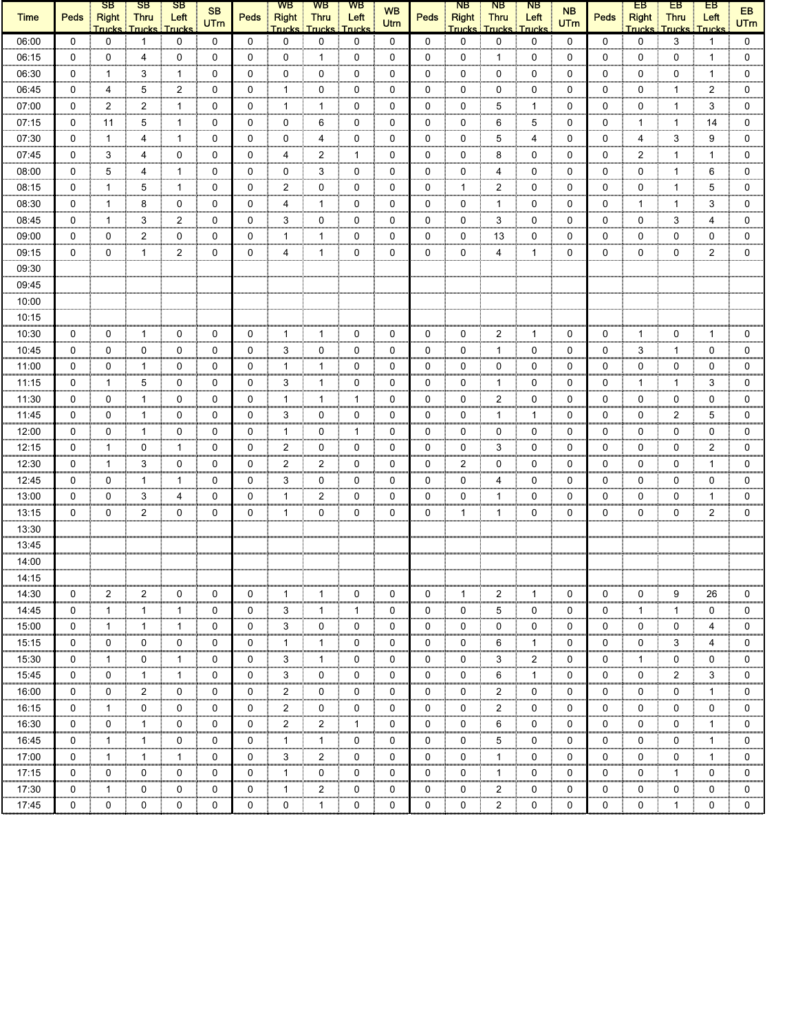| Time | Peds | SB Right Trucks | SB Thru Trucks | SB Left Trucks | SB UTrn | Peds | WB Right Trucks | WB Thru Trucks | WB Left Trucks | WB Utrn | Peds | NB Right Trucks | NB Thru Trucks | NB Left Trucks | NB UTrn | Peds | EB Right Trucks | EB Thru Trucks | EB Left Trucks | EB UTrn |
|---|---|---|---|---|---|---|---|---|---|---|---|---|---|---|---|---|---|---|---|---|
| 06:00 | 0 | 0 | 1 | 0 | 0 | 0 | 0 | 0 | 0 | 0 | 0 | 0 | 0 | 0 | 0 | 0 | 0 | 3 | 1 | 0 |
| 06:15 | 0 | 0 | 4 | 0 | 0 | 0 | 0 | 1 | 0 | 0 | 0 | 0 | 1 | 0 | 0 | 0 | 0 | 0 | 1 | 0 |
| 06:30 | 0 | 1 | 3 | 1 | 0 | 0 | 0 | 0 | 0 | 0 | 0 | 0 | 0 | 0 | 0 | 0 | 0 | 0 | 1 | 0 |
| 06:45 | 0 | 4 | 5 | 2 | 0 | 0 | 1 | 0 | 0 | 0 | 0 | 0 | 0 | 0 | 0 | 0 | 0 | 1 | 2 | 0 |
| 07:00 | 0 | 2 | 2 | 1 | 0 | 0 | 1 | 1 | 0 | 0 | 0 | 0 | 5 | 1 | 0 | 0 | 0 | 1 | 3 | 0 |
| 07:15 | 0 | 11 | 5 | 1 | 0 | 0 | 0 | 6 | 0 | 0 | 0 | 0 | 6 | 5 | 0 | 0 | 1 | 1 | 14 | 0 |
| 07:30 | 0 | 1 | 4 | 1 | 0 | 0 | 0 | 4 | 0 | 0 | 0 | 0 | 5 | 4 | 0 | 0 | 4 | 3 | 9 | 0 |
| 07:45 | 0 | 3 | 4 | 0 | 0 | 0 | 4 | 2 | 1 | 0 | 0 | 0 | 8 | 0 | 0 | 0 | 2 | 1 | 1 | 0 |
| 08:00 | 0 | 5 | 4 | 1 | 0 | 0 | 0 | 3 | 0 | 0 | 0 | 0 | 4 | 0 | 0 | 0 | 0 | 1 | 6 | 0 |
| 08:15 | 0 | 1 | 5 | 1 | 0 | 0 | 2 | 0 | 0 | 0 | 0 | 1 | 2 | 0 | 0 | 0 | 0 | 1 | 5 | 0 |
| 08:30 | 0 | 1 | 8 | 0 | 0 | 0 | 4 | 1 | 0 | 0 | 0 | 0 | 1 | 0 | 0 | 0 | 1 | 1 | 3 | 0 |
| 08:45 | 0 | 1 | 3 | 2 | 0 | 0 | 3 | 0 | 0 | 0 | 0 | 0 | 3 | 0 | 0 | 0 | 0 | 3 | 4 | 0 |
| 09:00 | 0 | 0 | 2 | 0 | 0 | 0 | 1 | 1 | 0 | 0 | 0 | 0 | 13 | 0 | 0 | 0 | 0 | 0 | 0 | 0 |
| 09:15 | 0 | 0 | 1 | 2 | 0 | 0 | 4 | 1 | 0 | 0 | 0 | 0 | 4 | 1 | 0 | 0 | 0 | 0 | 2 | 0 |
| 09:30 | | | | | | | | | | | | | | | | | | | | |
| 09:45 | | | | | | | | | | | | | | | | | | | | |
| 10:00 | | | | | | | | | | | | | | | | | | | | |
| 10:15 | | | | | | | | | | | | | | | | | | | | |
| 10:30 | 0 | 0 | 1 | 0 | 0 | 0 | 1 | 1 | 0 | 0 | 0 | 0 | 2 | 1 | 0 | 0 | 1 | 0 | 1 | 0 |
| 10:45 | 0 | 0 | 0 | 0 | 0 | 0 | 3 | 0 | 0 | 0 | 0 | 0 | 1 | 0 | 0 | 0 | 3 | 1 | 0 | 0 |
| 11:00 | 0 | 0 | 1 | 0 | 0 | 0 | 1 | 1 | 0 | 0 | 0 | 0 | 0 | 0 | 0 | 0 | 0 | 0 | 0 | 0 |
| 11:15 | 0 | 1 | 5 | 0 | 0 | 0 | 3 | 1 | 0 | 0 | 0 | 0 | 1 | 0 | 0 | 0 | 1 | 1 | 3 | 0 |
| 11:30 | 0 | 0 | 1 | 0 | 0 | 0 | 1 | 1 | 1 | 0 | 0 | 0 | 2 | 0 | 0 | 0 | 0 | 0 | 0 | 0 |
| 11:45 | 0 | 0 | 1 | 0 | 0 | 0 | 3 | 0 | 0 | 0 | 0 | 0 | 1 | 1 | 0 | 0 | 0 | 2 | 5 | 0 |
| 12:00 | 0 | 0 | 1 | 0 | 0 | 0 | 1 | 0 | 1 | 0 | 0 | 0 | 0 | 0 | 0 | 0 | 0 | 0 | 0 | 0 |
| 12:15 | 0 | 1 | 0 | 1 | 0 | 0 | 2 | 0 | 0 | 0 | 0 | 0 | 3 | 0 | 0 | 0 | 0 | 0 | 2 | 0 |
| 12:30 | 0 | 1 | 3 | 0 | 0 | 0 | 2 | 2 | 0 | 0 | 0 | 2 | 0 | 0 | 0 | 0 | 0 | 0 | 1 | 0 |
| 12:45 | 0 | 0 | 1 | 1 | 0 | 0 | 3 | 0 | 0 | 0 | 0 | 0 | 4 | 0 | 0 | 0 | 0 | 0 | 0 | 0 |
| 13:00 | 0 | 0 | 3 | 4 | 0 | 0 | 1 | 2 | 0 | 0 | 0 | 0 | 1 | 0 | 0 | 0 | 0 | 0 | 1 | 0 |
| 13:15 | 0 | 0 | 2 | 0 | 0 | 0 | 1 | 0 | 0 | 0 | 0 | 1 | 1 | 0 | 0 | 0 | 0 | 0 | 2 | 0 |
| 13:30 | | | | | | | | | | | | | | | | | | | | |
| 13:45 | | | | | | | | | | | | | | | | | | | | |
| 14:00 | | | | | | | | | | | | | | | | | | | | |
| 14:15 | | | | | | | | | | | | | | | | | | | | |
| 14:30 | 0 | 2 | 2 | 0 | 0 | 0 | 1 | 1 | 0 | 0 | 0 | 1 | 2 | 1 | 0 | 0 | 0 | 9 | 26 | 0 |
| 14:45 | 0 | 1 | 1 | 1 | 0 | 0 | 3 | 1 | 1 | 0 | 0 | 0 | 5 | 0 | 0 | 0 | 1 | 1 | 0 | 0 |
| 15:00 | 0 | 1 | 1 | 1 | 0 | 0 | 3 | 0 | 0 | 0 | 0 | 0 | 0 | 0 | 0 | 0 | 0 | 0 | 4 | 0 |
| 15:15 | 0 | 0 | 0 | 0 | 0 | 0 | 1 | 1 | 0 | 0 | 0 | 0 | 6 | 1 | 0 | 0 | 0 | 3 | 4 | 0 |
| 15:30 | 0 | 1 | 0 | 1 | 0 | 0 | 3 | 1 | 0 | 0 | 0 | 0 | 3 | 2 | 0 | 0 | 1 | 0 | 0 | 0 |
| 15:45 | 0 | 0 | 1 | 1 | 0 | 0 | 3 | 0 | 0 | 0 | 0 | 0 | 6 | 1 | 0 | 0 | 0 | 2 | 3 | 0 |
| 16:00 | 0 | 0 | 2 | 0 | 0 | 0 | 2 | 0 | 0 | 0 | 0 | 0 | 2 | 0 | 0 | 0 | 0 | 0 | 1 | 0 |
| 16:15 | 0 | 1 | 0 | 0 | 0 | 0 | 2 | 0 | 0 | 0 | 0 | 0 | 2 | 0 | 0 | 0 | 0 | 0 | 0 | 0 |
| 16:30 | 0 | 0 | 1 | 0 | 0 | 0 | 2 | 2 | 1 | 0 | 0 | 0 | 6 | 0 | 0 | 0 | 0 | 0 | 1 | 0 |
| 16:45 | 0 | 1 | 1 | 0 | 0 | 0 | 1 | 1 | 0 | 0 | 0 | 0 | 5 | 0 | 0 | 0 | 0 | 0 | 1 | 0 |
| 17:00 | 0 | 1 | 1 | 1 | 0 | 0 | 3 | 2 | 0 | 0 | 0 | 0 | 1 | 0 | 0 | 0 | 0 | 0 | 1 | 0 |
| 17:15 | 0 | 0 | 0 | 0 | 0 | 0 | 1 | 0 | 0 | 0 | 0 | 0 | 1 | 0 | 0 | 0 | 0 | 1 | 0 | 0 |
| 17:30 | 0 | 1 | 0 | 0 | 0 | 0 | 1 | 2 | 0 | 0 | 0 | 0 | 2 | 0 | 0 | 0 | 0 | 0 | 0 | 0 |
| 17:45 | 0 | 0 | 0 | 0 | 0 | 0 | 0 | 1 | 0 | 0 | 0 | 0 | 2 | 0 | 0 | 0 | 0 | 1 | 0 | 0 |